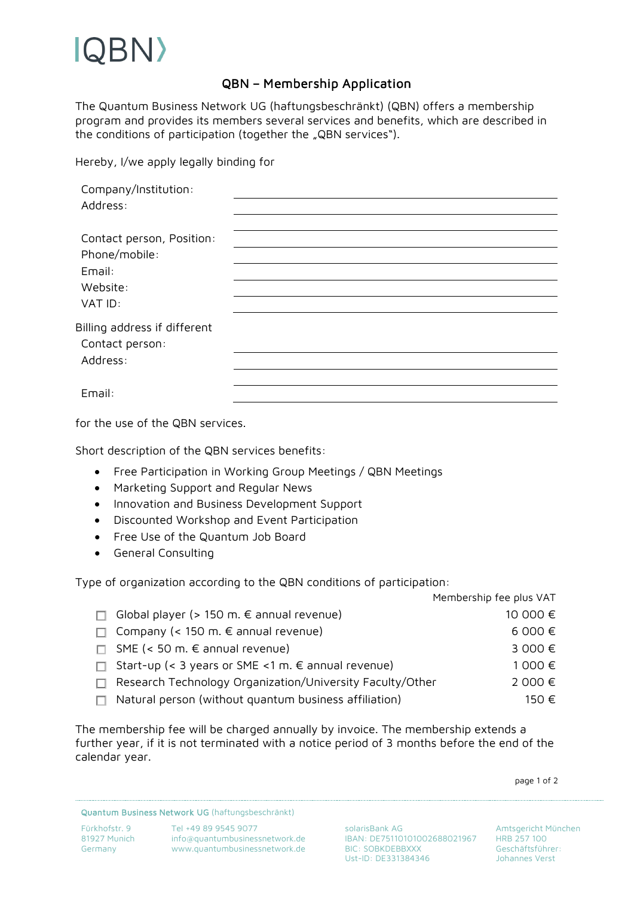IQBN⟩

# QBN – Membership Application

The Quantum Business Network UG (haftungsbeschränkt) (QBN) offers a membership program and provides its members several services and benefits, which are described in the conditions of participation (together the „QBN services").

Hereby, I/we apply legally binding for

| | |
|---|---|
| Company/Institution: | ______________________ |
| Address: | ______________________ |
| | ______________________ |
| Contact person, Position: | ______________________ |
| Phone/mobile: | ______________________ |
| Email: | ______________________ |
| Website: | ______________________ |
| VAT ID: | ______________________ |

Billing address if different

| | |
|---|---|
| Contact person: | ______________________ |
| Address: | ______________________ |
| | ______________________ |
| Email: | ______________________ |

for the use of the QBN services.

Short description of the QBN services benefits:

- Free Participation in Working Group Meetings / QBN Meetings
- Marketing Support and Regular News
- Innovation and Business Development Support
- Discounted Workshop and Event Participation
- Free Use of the Quantum Job Board
- General Consulting

Type of organization according to the QBN conditions of participation:

| | Membership fee plus VAT |
|---|---|
| ☐ Global player (> 150 m. € annual revenue) | 10 000 € |
| ☐ Company (< 150 m. € annual revenue) | 6 000 € |
| ☐ SME (< 50 m. € annual revenue) | 3 000 € |
| ☐ Start-up (< 3 years or SME <1 m. € annual revenue) | 1 000 € |
| ☐ Research Technology Organization/University Faculty/Other | 2 000 € |
| ☐ Natural person (without quantum business affiliation) | 150 € |

The membership fee will be charged annually by invoice. The membership extends a further year, if it is not terminated with a notice period of 3 months before the end of the calendar year.

Quantum Business Network UG (haftungsbeschränkt)

Fürkhofstr. 9
81927 Munich
Germany

Tel +49 89 9545 9077
info@quantumbusinessnetwork.de
www.quantumbusinessnetwork.de

solarisBank AG
IBAN: DE75110101002688021967
BIC: SOBKDEBBXXX
Ust-ID: DE331384346

Amtsgericht München
HRB 257 100
Geschäftsführer:
Johannes Verst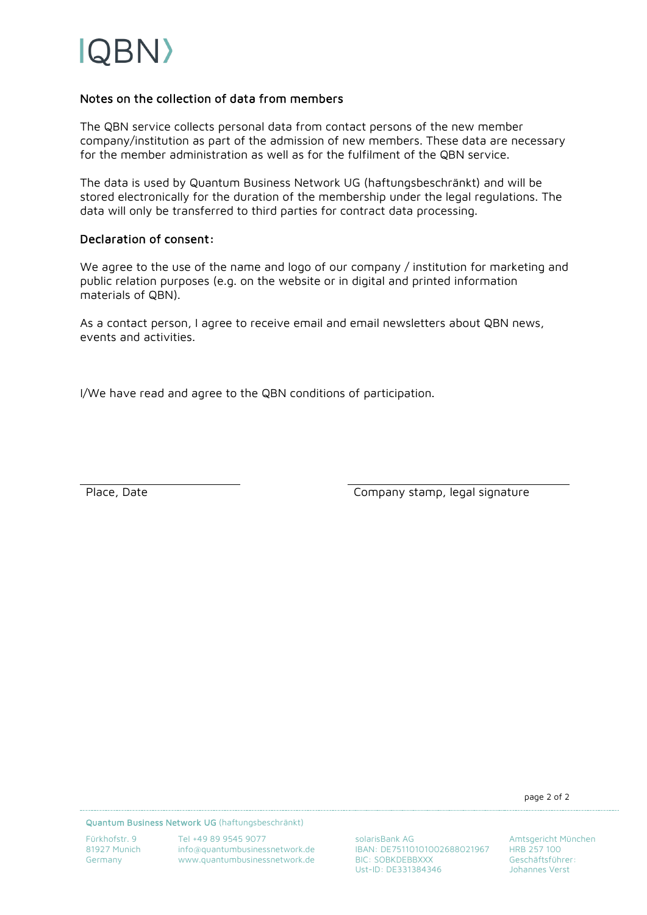## Notes on the collection of data from members

The QBN service collects personal data from contact persons of the new member company/institution as part of the admission of new members. These data are necessary for the member administration as well as for the fulfilment of the QBN service.

The data is used by Quantum Business Network UG (haftungsbeschränkt) and will be stored electronically for the duration of the membership under the legal regulations. The data will only be transferred to third parties for contract data processing.

## Declaration of consent:

We agree to the use of the name and logo of our company / institution for marketing and public relation purposes (e.g. on the website or in digital and printed information materials of QBN).

As a contact person, I agree to receive email and email newsletters about QBN news, events and activities.

I/We have read and agree to the QBN conditions of participation.

Place, Date

Company stamp, legal signature

**Quantum Business Network UG** (haftungsbeschränkt)

Fürkhofstr. 9
81927 Munich
Germany

Tel +49 89 9545 9077
info@quantumbusinessnetwork.de
www.quantumbusinessnetwork.de

solarisBank AG
IBAN: DE75110101002688021967
BIC: SOBKDEBBXXX
Ust-ID: DE331384346

Amtsgericht München
HRB 257 100
Geschäftsführer:
Johannes Verst